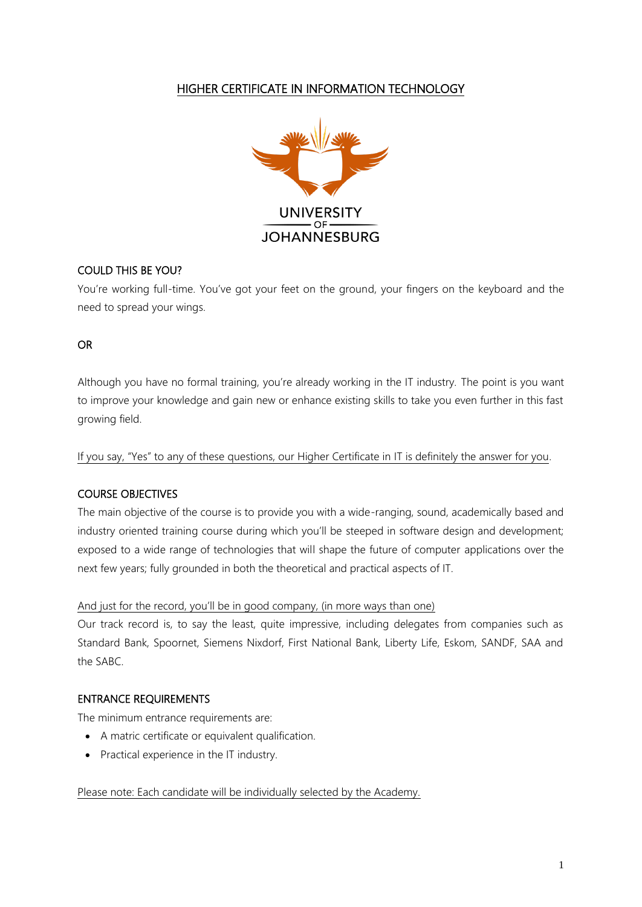# HIGHER CERTIFICATE IN INFORMATION TECHNOLOGY

UNIVERSITY OF JOHANNESBURG

## COULD THIS BE YOU?

You're working full-time. You've got your feet on the ground, your fingers on the keyboard and the need to spread your wings.

OR

Although you have no formal training, you're already working in the IT industry. The point is you want to improve your knowledge and gain new or enhance existing skills to take you even further in this fast growing field.

If you say, "Yes" to any of these questions, our Higher Certificate in IT is definitely the answer for you.

## COURSE OBJECTIVES

The main objective of the course is to provide you with a wide-ranging, sound, academically based and industry oriented training course during which you'll be steeped in software design and development; exposed to a wide range of technologies that will shape the future of computer applications over the next few years; fully grounded in both the theoretical and practical aspects of IT.

And just for the record, you'll be in good company, (in more ways than one)

Our track record is, to say the least, quite impressive, including delegates from companies such as Standard Bank, Spoornet, Siemens Nixdorf, First National Bank, Liberty Life, Eskom, SANDF, SAA and the SABC.

## ENTRANCE REQUIREMENTS

The minimum entrance requirements are:

- A matric certificate or equivalent qualification.
- Practical experience in the IT industry.

Please note: Each candidate will be individually selected by the Academy.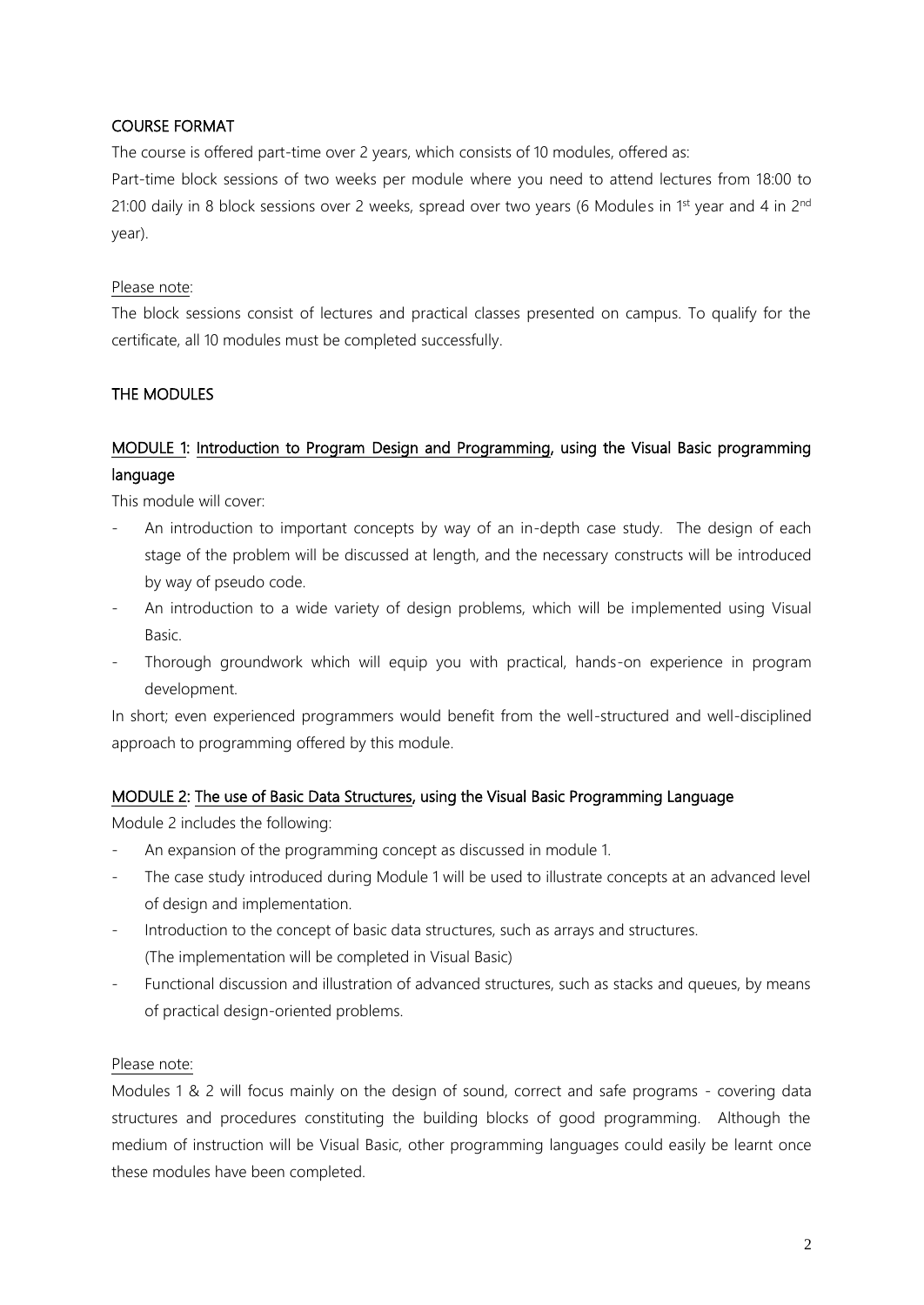## COURSE FORMAT

The course is offered part-time over 2 years, which consists of 10 modules, offered as:

Part-time block sessions of two weeks per module where you need to attend lectures from 18:00 to 21:00 daily in 8 block sessions over 2 weeks, spread over two years (6 Modules in 1st year and 4 in 2nd year).

Please note:

The block sessions consist of lectures and practical classes presented on campus. To qualify for the certificate, all 10 modules must be completed successfully.

## THE MODULES

### MODULE 1: Introduction to Program Design and Programming, using the Visual Basic programming language

This module will cover:

- An introduction to important concepts by way of an in-depth case study. The design of each stage of the problem will be discussed at length, and the necessary constructs will be introduced by way of pseudo code.
- An introduction to a wide variety of design problems, which will be implemented using Visual Basic.
- Thorough groundwork which will equip you with practical, hands-on experience in program development.

In short; even experienced programmers would benefit from the well-structured and well-disciplined approach to programming offered by this module.

### MODULE 2: The use of Basic Data Structures, using the Visual Basic Programming Language

Module 2 includes the following:

- An expansion of the programming concept as discussed in module 1.
- The case study introduced during Module 1 will be used to illustrate concepts at an advanced level of design and implementation.
- Introduction to the concept of basic data structures, such as arrays and structures. (The implementation will be completed in Visual Basic)
- Functional discussion and illustration of advanced structures, such as stacks and queues, by means of practical design-oriented problems.

Please note:

Modules 1 & 2 will focus mainly on the design of sound, correct and safe programs - covering data structures and procedures constituting the building blocks of good programming. Although the medium of instruction will be Visual Basic, other programming languages could easily be learnt once these modules have been completed.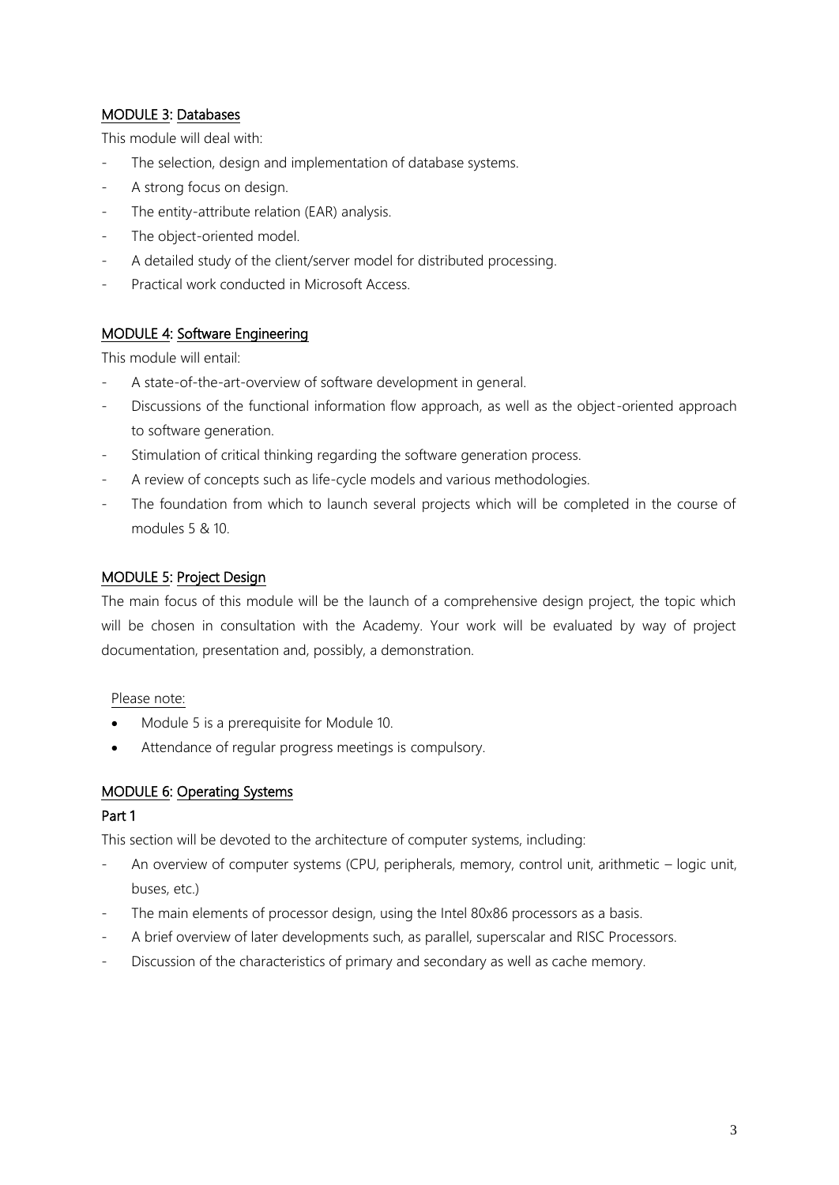## MODULE 3: Databases

This module will deal with:

- The selection, design and implementation of database systems.
- A strong focus on design.
- The entity-attribute relation (EAR) analysis.
- The object-oriented model.
- A detailed study of the client/server model for distributed processing.
- Practical work conducted in Microsoft Access.

## MODULE 4: Software Engineering

This module will entail:

- A state-of-the-art-overview of software development in general.
- Discussions of the functional information flow approach, as well as the object-oriented approach to software generation.
- Stimulation of critical thinking regarding the software generation process.
- A review of concepts such as life-cycle models and various methodologies.
- The foundation from which to launch several projects which will be completed in the course of modules 5 & 10.

## MODULE 5: Project Design

The main focus of this module will be the launch of a comprehensive design project, the topic which will be chosen in consultation with the Academy. Your work will be evaluated by way of project documentation, presentation and, possibly, a demonstration.

Please note:

- Module 5 is a prerequisite for Module 10.
- Attendance of regular progress meetings is compulsory.

## MODULE 6: Operating Systems

### Part 1

This section will be devoted to the architecture of computer systems, including:

- An overview of computer systems (CPU, peripherals, memory, control unit, arithmetic – logic unit, buses, etc.)
- The main elements of processor design, using the Intel 80x86 processors as a basis.
- A brief overview of later developments such, as parallel, superscalar and RISC Processors.
- Discussion of the characteristics of primary and secondary as well as cache memory.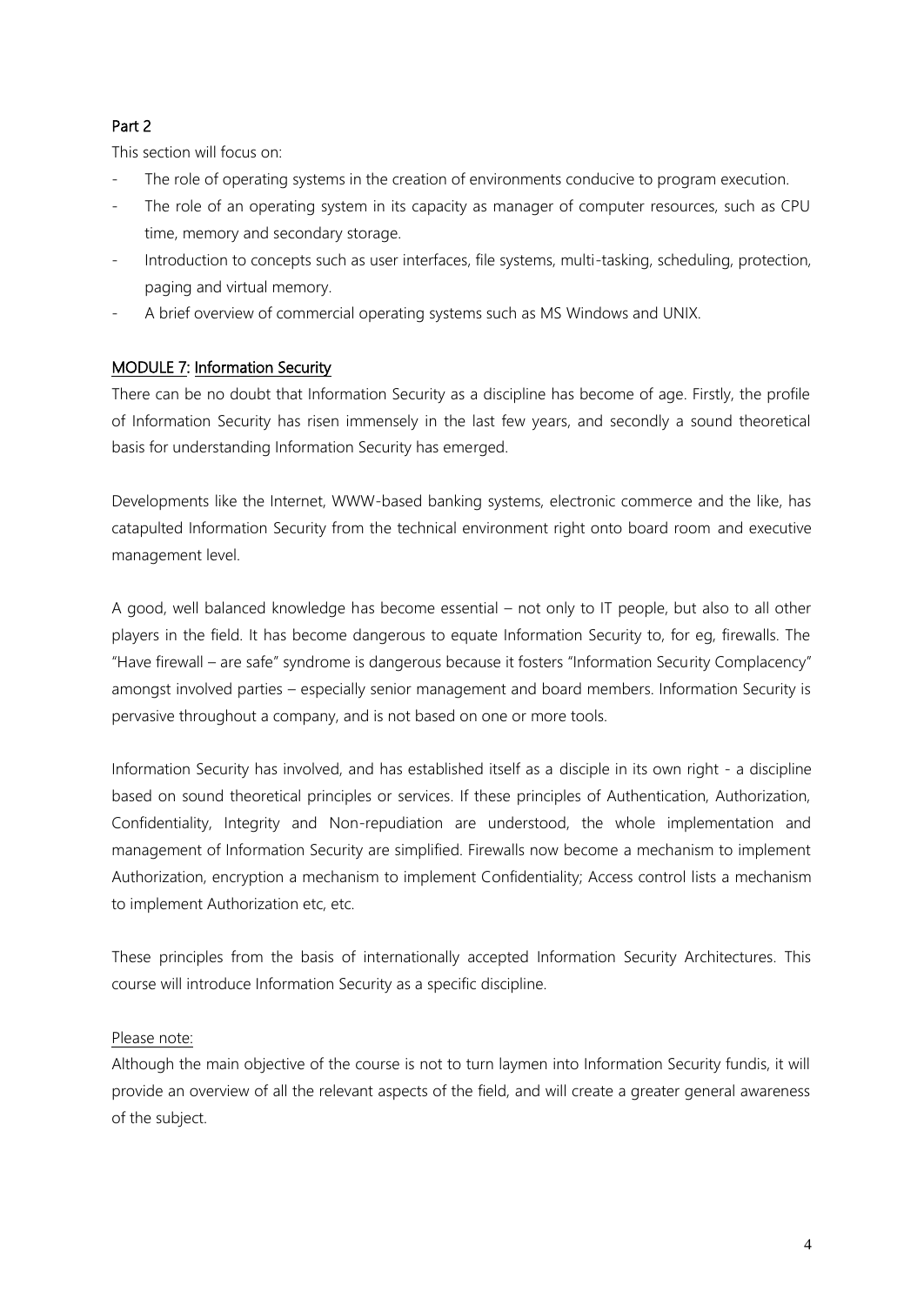## Part 2

This section will focus on:

- The role of operating systems in the creation of environments conducive to program execution.
- The role of an operating system in its capacity as manager of computer resources, such as CPU time, memory and secondary storage.
- Introduction to concepts such as user interfaces, file systems, multi-tasking, scheduling, protection, paging and virtual memory.
- A brief overview of commercial operating systems such as MS Windows and UNIX.

## MODULE 7: Information Security

There can be no doubt that Information Security as a discipline has become of age. Firstly, the profile of Information Security has risen immensely in the last few years, and secondly a sound theoretical basis for understanding Information Security has emerged.

Developments like the Internet, WWW-based banking systems, electronic commerce and the like, has catapulted Information Security from the technical environment right onto board room and executive management level.

A good, well balanced knowledge has become essential – not only to IT people, but also to all other players in the field. It has become dangerous to equate Information Security to, for eg, firewalls. The "Have firewall – are safe" syndrome is dangerous because it fosters "Information Security Complacency" amongst involved parties – especially senior management and board members. Information Security is pervasive throughout a company, and is not based on one or more tools.

Information Security has involved, and has established itself as a disciple in its own right - a discipline based on sound theoretical principles or services. If these principles of Authentication, Authorization, Confidentiality, Integrity and Non-repudiation are understood, the whole implementation and management of Information Security are simplified. Firewalls now become a mechanism to implement Authorization, encryption a mechanism to implement Confidentiality; Access control lists a mechanism to implement Authorization etc, etc.

These principles from the basis of internationally accepted Information Security Architectures. This course will introduce Information Security as a specific discipline.

Please note:

Although the main objective of the course is not to turn laymen into Information Security fundis, it will provide an overview of all the relevant aspects of the field, and will create a greater general awareness of the subject.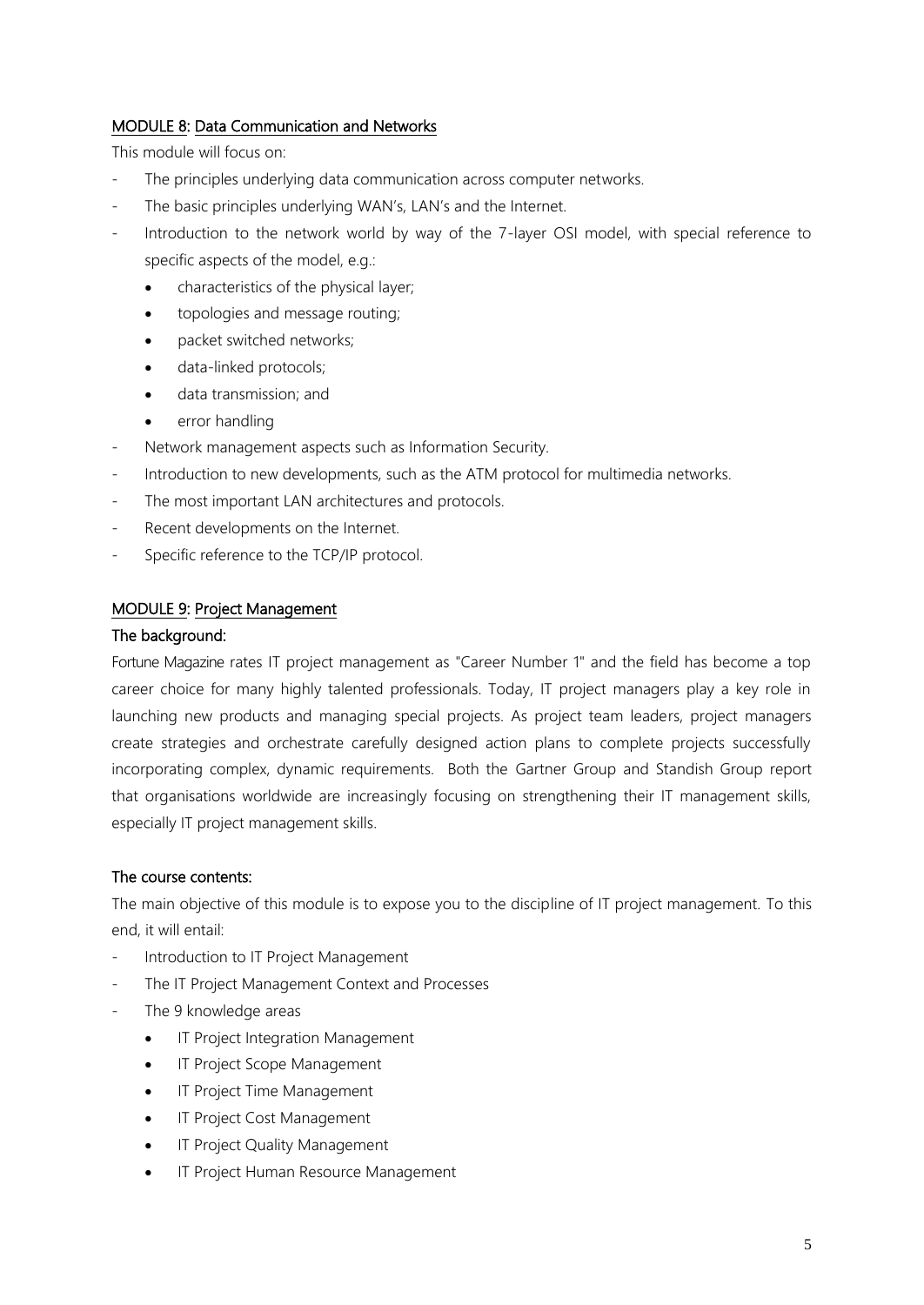## MODULE 8: Data Communication and Networks

This module will focus on:

- The principles underlying data communication across computer networks.
- The basic principles underlying WAN's, LAN's and the Internet.
- Introduction to the network world by way of the 7-layer OSI model, with special reference to specific aspects of the model, e.g.:
  - characteristics of the physical layer;
  - topologies and message routing;
  - packet switched networks;
  - data-linked protocols;
  - data transmission; and
  - error handling
- Network management aspects such as Information Security.
- Introduction to new developments, such as the ATM protocol for multimedia networks.
- The most important LAN architectures and protocols.
- Recent developments on the Internet.
- Specific reference to the TCP/IP protocol.

## MODULE 9: Project Management

### The background:

Fortune Magazine rates IT project management as "Career Number 1" and the field has become a top career choice for many highly talented professionals. Today, IT project managers play a key role in launching new products and managing special projects. As project team leaders, project managers create strategies and orchestrate carefully designed action plans to complete projects successfully incorporating complex, dynamic requirements. Both the Gartner Group and Standish Group report that organisations worldwide are increasingly focusing on strengthening their IT management skills, especially IT project management skills.

### The course contents:

The main objective of this module is to expose you to the discipline of IT project management. To this end, it will entail:

- Introduction to IT Project Management
- The IT Project Management Context and Processes
- The 9 knowledge areas
  - IT Project Integration Management
  - IT Project Scope Management
  - IT Project Time Management
  - IT Project Cost Management
  - IT Project Quality Management
  - IT Project Human Resource Management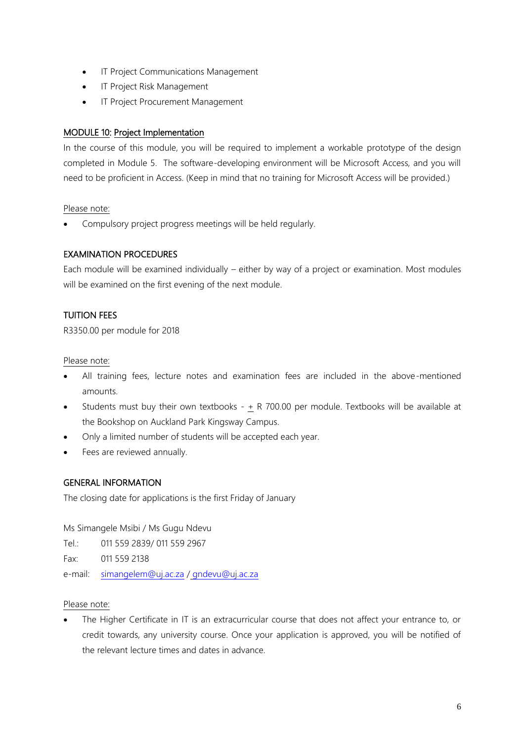- IT Project Communications Management
- IT Project Risk Management
- IT Project Procurement Management

## MODULE 10: Project Implementation

In the course of this module, you will be required to implement a workable prototype of the design completed in Module 5. The software-developing environment will be Microsoft Access, and you will need to be proficient in Access. (Keep in mind that no training for Microsoft Access will be provided.)

Please note:

- Compulsory project progress meetings will be held regularly.

## EXAMINATION PROCEDURES

Each module will be examined individually – either by way of a project or examination. Most modules will be examined on the first evening of the next module.

## TUITION FEES

R3350.00 per module for 2018

Please note:

- All training fees, lecture notes and examination fees are included in the above-mentioned amounts.
- Students must buy their own textbooks - ± R 700.00 per module. Textbooks will be available at the Bookshop on Auckland Park Kingsway Campus.
- Only a limited number of students will be accepted each year.
- Fees are reviewed annually.

## GENERAL INFORMATION

The closing date for applications is the first Friday of January

Ms Simangele Msibi / Ms Gugu Ndevu

Tel.: 011 559 2839/ 011 559 2967

Fax: 011 559 2138

e-mail: simangelem@uj.ac.za / gndevu@uj.ac.za

Please note:

- The Higher Certificate in IT is an extracurricular course that does not affect your entrance to, or credit towards, any university course. Once your application is approved, you will be notified of the relevant lecture times and dates in advance.